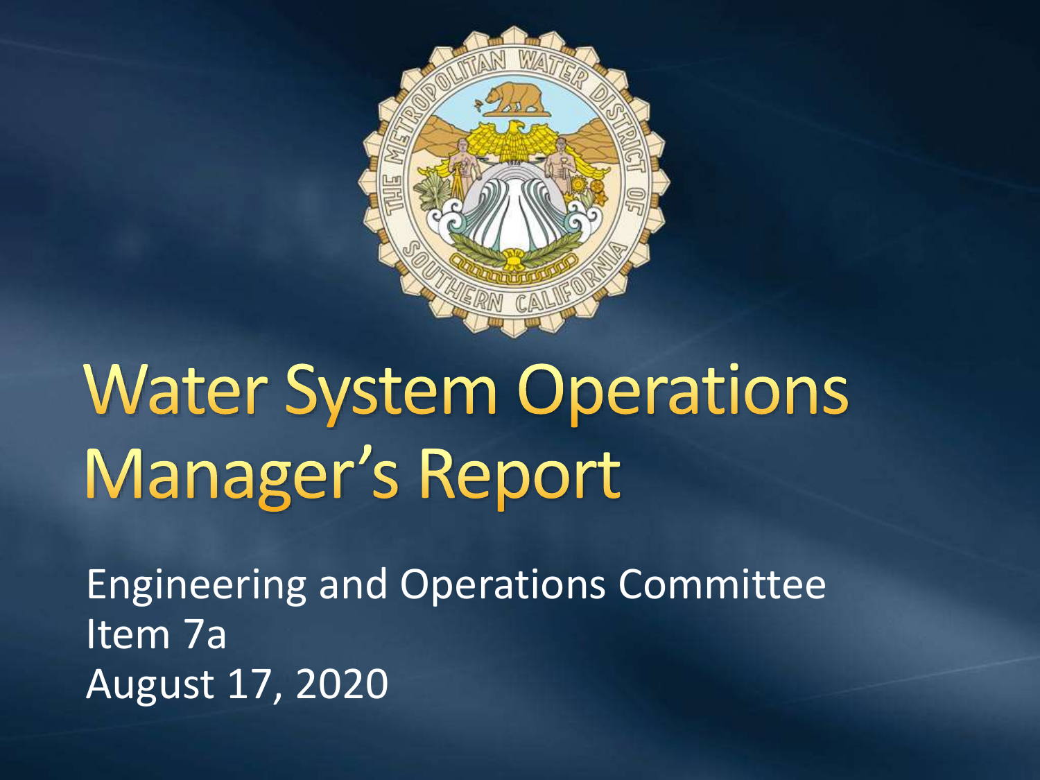# Water System Operations Manager's Report

Engineering and Operations Committee
Item 7a
August 17, 2020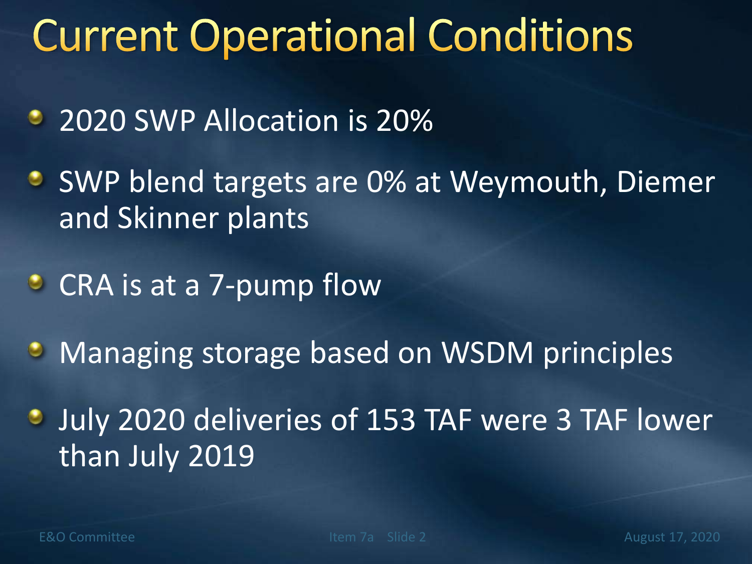# Current Operational Conditions

- 2020 SWP Allocation is 20%
- SWP blend targets are 0% at Weymouth, Diemer and Skinner plants
- CRA is at a 7-pump flow
- Managing storage based on WSDM principles
- July 2020 deliveries of 153 TAF were 3 TAF lower than July 2019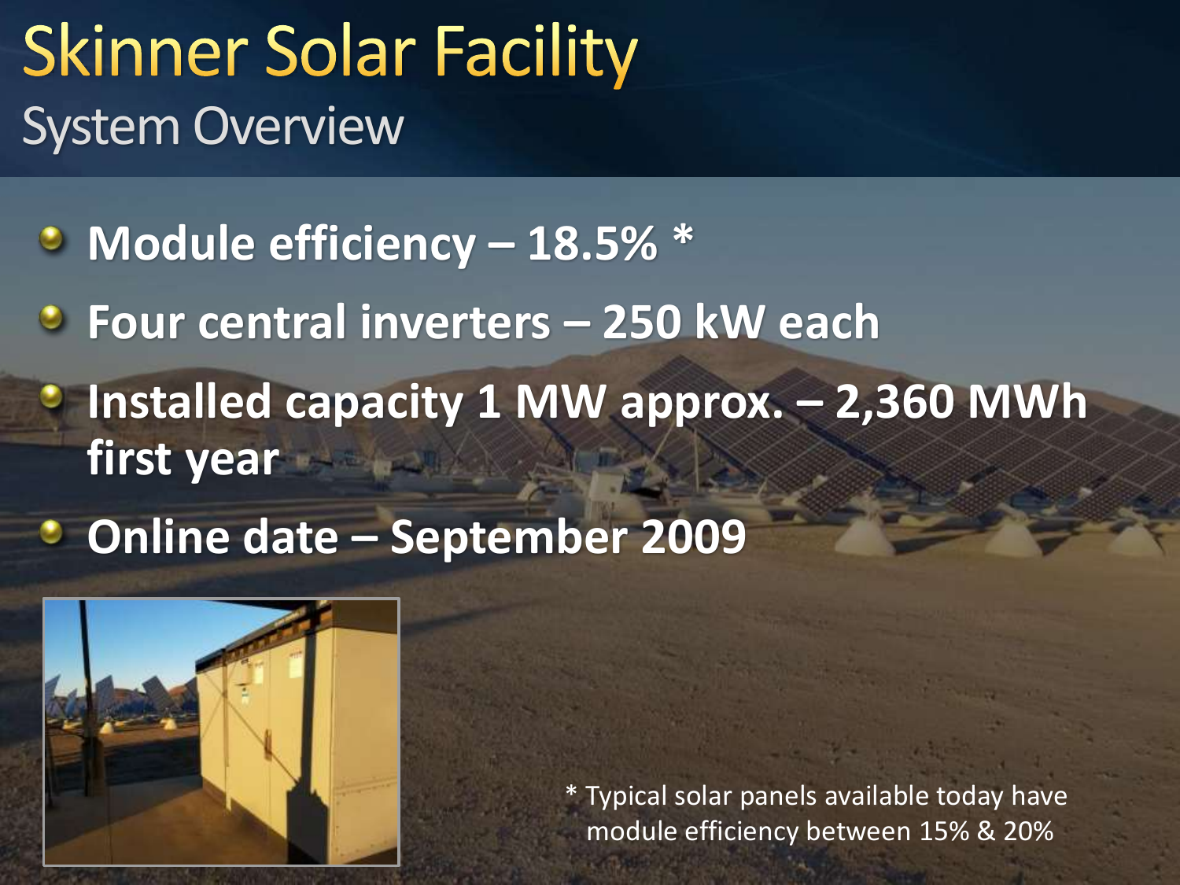# Skinner Solar Facility

## System Overview

- **Module efficiency – 18.5% ***
- **Four central inverters – 250 kW each**
- **Installed capacity 1 MW approx. – 2,360 MWh first year**
- **Online date – September 2009**

* Typical solar panels available today have module efficiency between 15% & 20%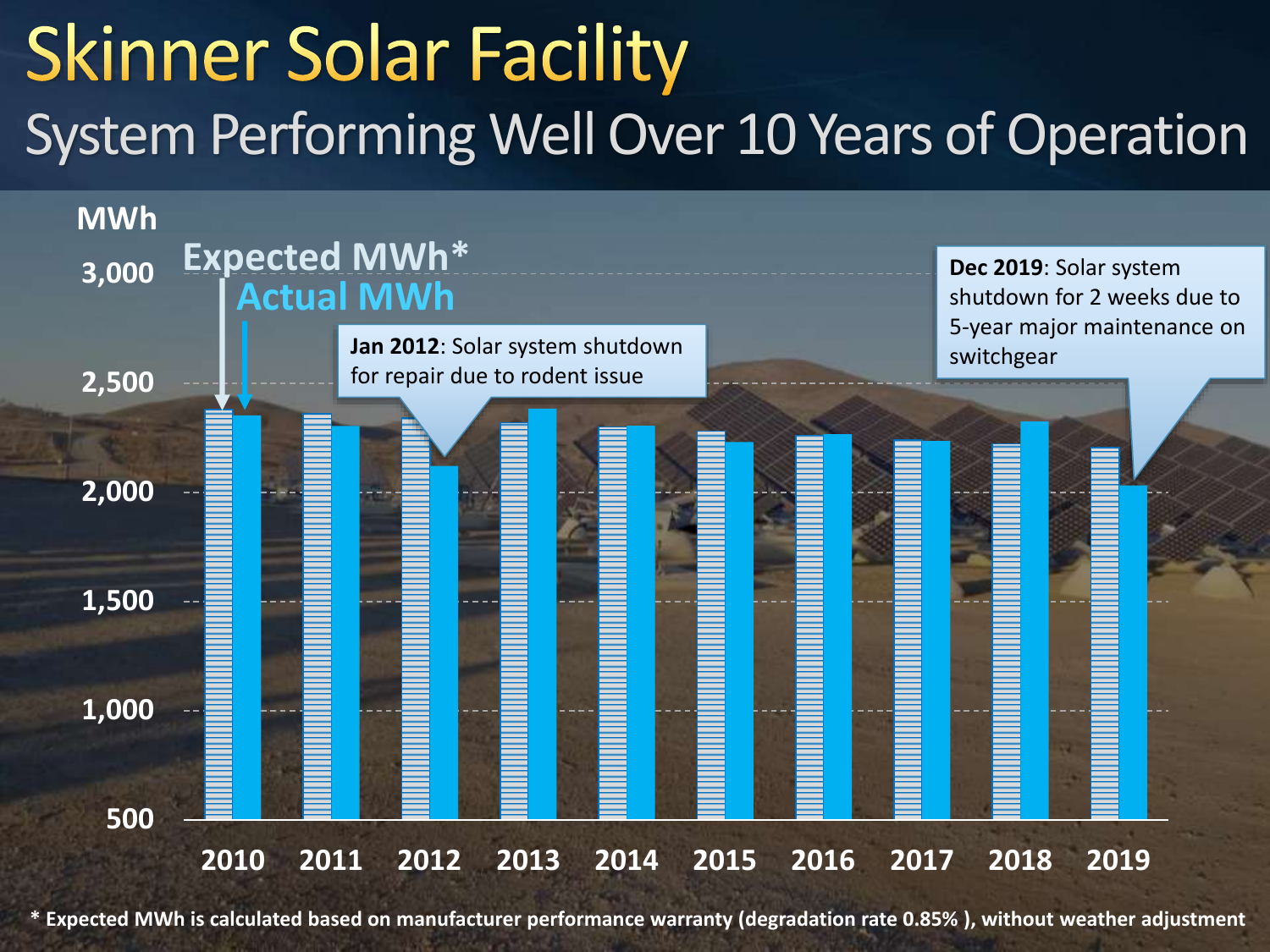# Skinner Solar Facility

## System Performing Well Over 10 Years of Operation

MWh

Expected MWh*

Actual MWh

**Jan 2012**: Solar system shutdown for repair due to rodent issue

**Dec 2019**: Solar system shutdown for 2 weeks due to 5-year major maintenance on switchgear

3,000
2,500
2,000
1,500
1,000
500

2010 2011 2012 2013 2014 2015 2016 2017 2018 2019

**\* Expected MWh is calculated based on manufacturer performance warranty (degradation rate 0.85% ), without weather adjustment**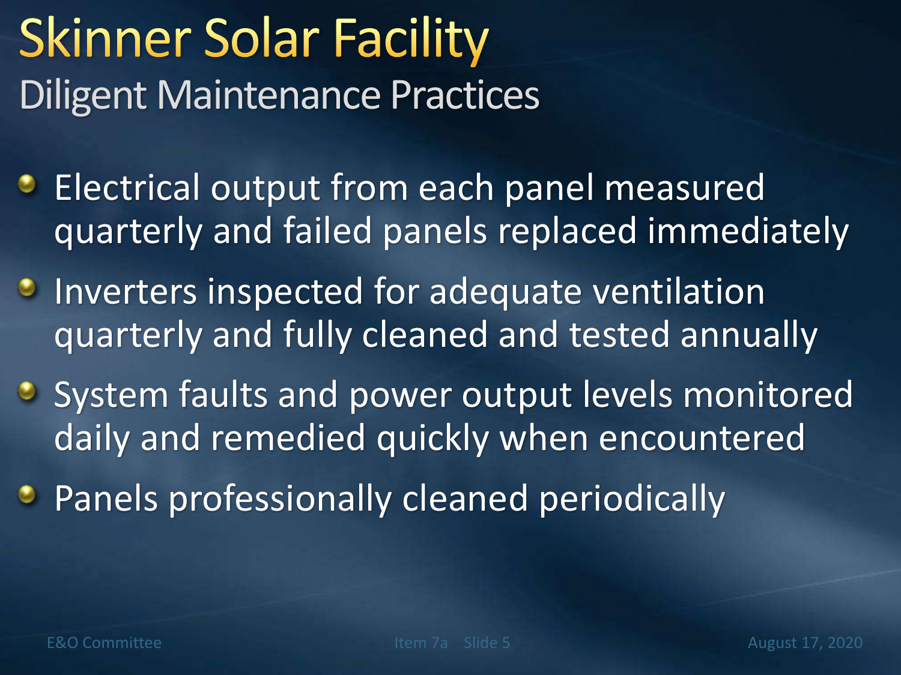# Skinner Solar Facility

## Diligent Maintenance Practices

- Electrical output from each panel measured quarterly and failed panels replaced immediately
- Inverters inspected for adequate ventilation quarterly and fully cleaned and tested annually
- System faults and power output levels monitored daily and remedied quickly when encountered
- Panels professionally cleaned periodically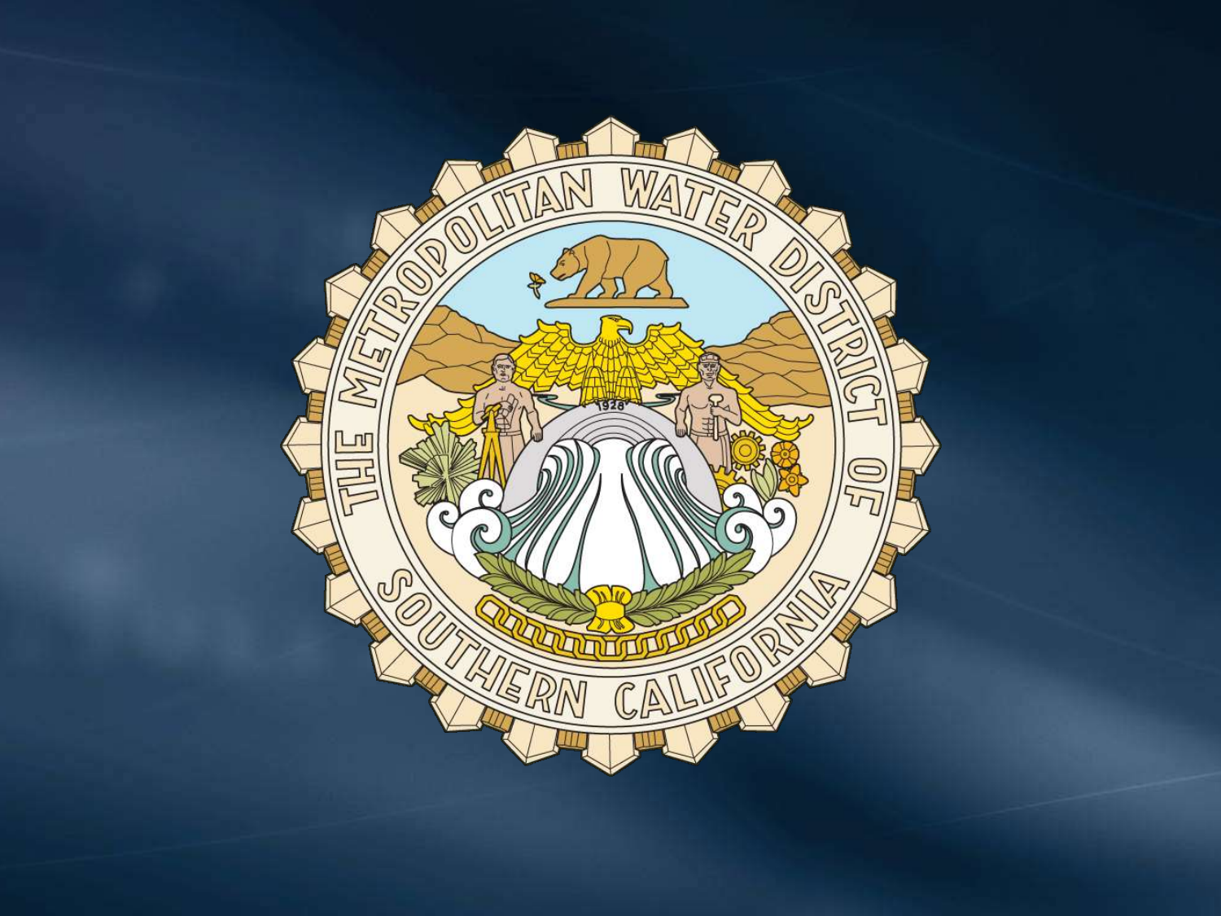THE METROPOLITAN WATER DISTRICT OF SOUTHERN CALIFORNIA

1928